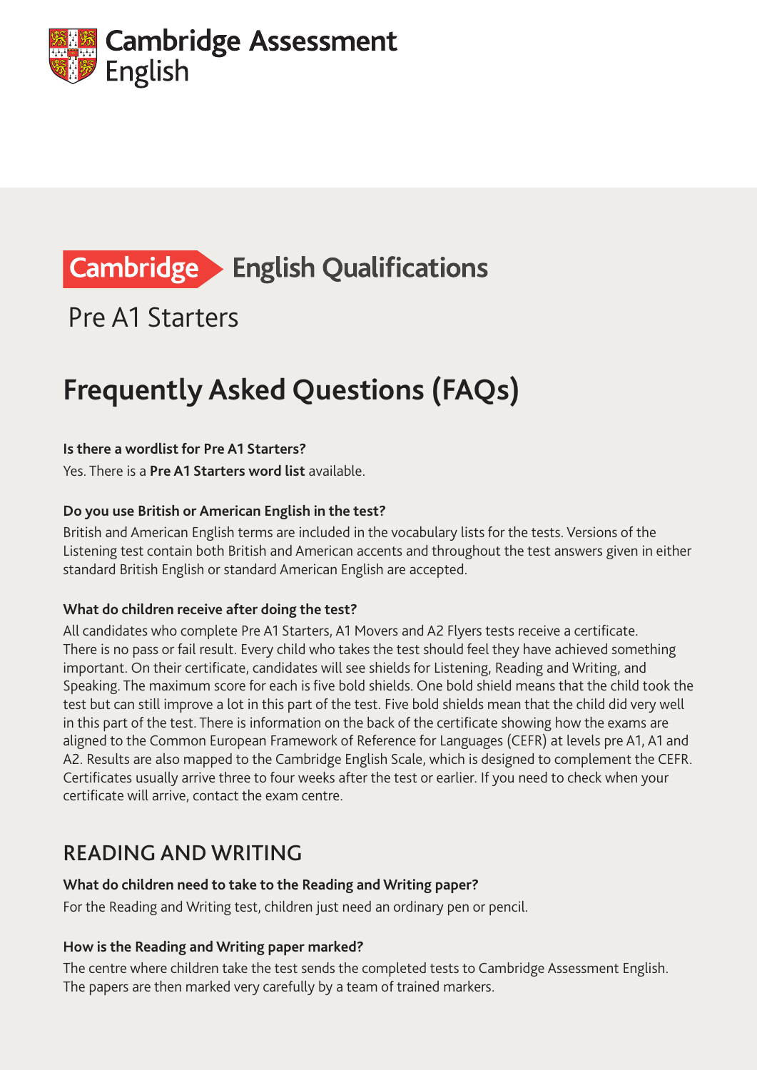Cambridge Assessment English

Cambridge English Qualifications

Pre A1 Starters

# Frequently Asked Questions (FAQs)

**Is there a wordlist for Pre A1 Starters?**

Yes. There is a **Pre A1 Starters word list** available.

**Do you use British or American English in the test?**

British and American English terms are included in the vocabulary lists for the tests. Versions of the Listening test contain both British and American accents and throughout the test answers given in either standard British English or standard American English are accepted.

**What do children receive after doing the test?**

All candidates who complete Pre A1 Starters, A1 Movers and A2 Flyers tests receive a certificate. There is no pass or fail result. Every child who takes the test should feel they have achieved something important. On their certificate, candidates will see shields for Listening, Reading and Writing, and Speaking. The maximum score for each is five bold shields. One bold shield means that the child took the test but can still improve a lot in this part of the test. Five bold shields mean that the child did very well in this part of the test. There is information on the back of the certificate showing how the exams are aligned to the Common European Framework of Reference for Languages (CEFR) at levels pre A1, A1 and A2. Results are also mapped to the Cambridge English Scale, which is designed to complement the CEFR. Certificates usually arrive three to four weeks after the test or earlier. If you need to check when your certificate will arrive, contact the exam centre.

## READING AND WRITING

**What do children need to take to the Reading and Writing paper?**

For the Reading and Writing test, children just need an ordinary pen or pencil.

**How is the Reading and Writing paper marked?**

The centre where children take the test sends the completed tests to Cambridge Assessment English. The papers are then marked very carefully by a team of trained markers.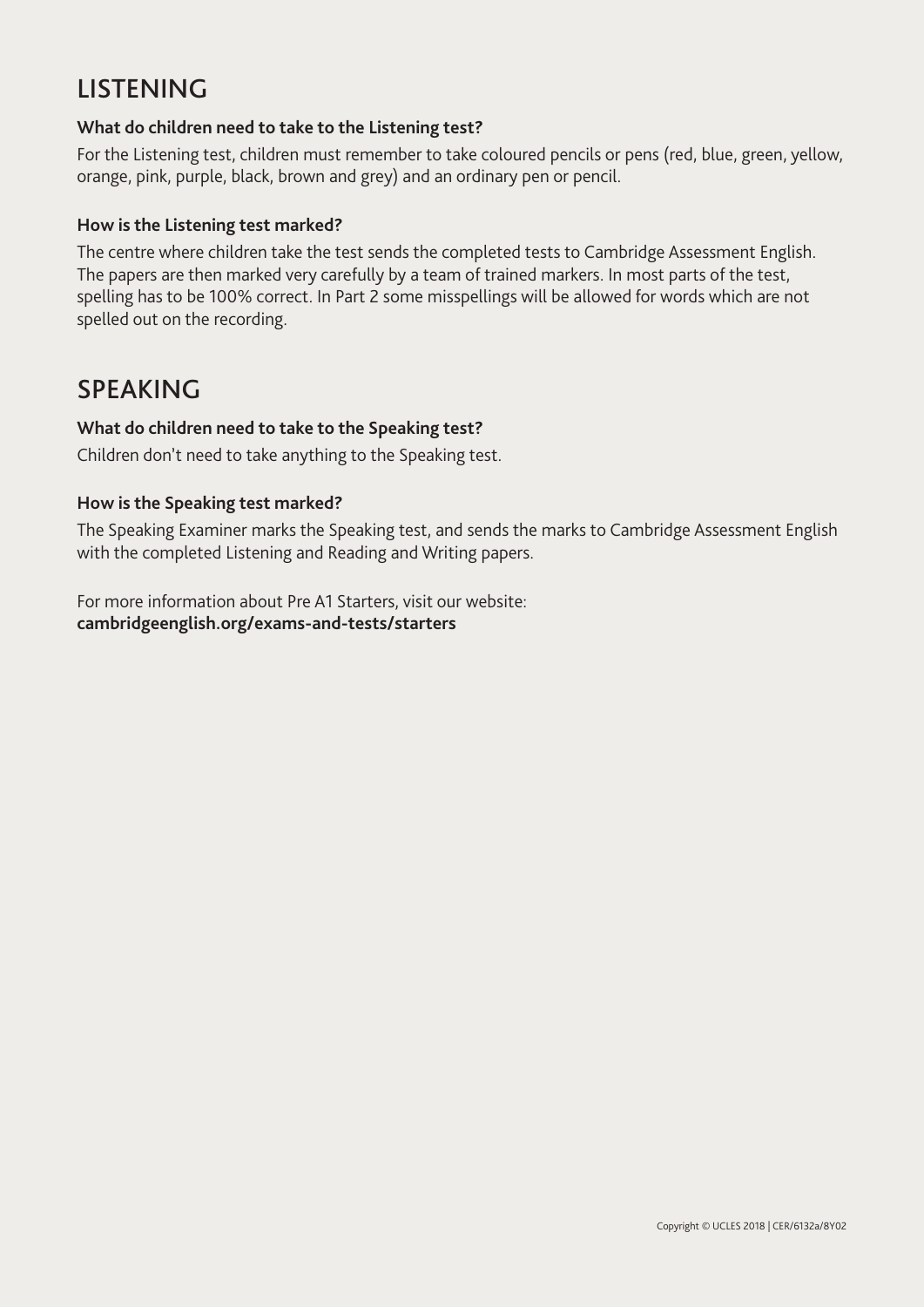## LISTENING

**What do children need to take to the Listening test?**

For the Listening test, children must remember to take coloured pencils or pens (red, blue, green, yellow, orange, pink, purple, black, brown and grey) and an ordinary pen or pencil.

**How is the Listening test marked?**

The centre where children take the test sends the completed tests to Cambridge Assessment English. The papers are then marked very carefully by a team of trained markers. In most parts of the test, spelling has to be 100% correct. In Part 2 some misspellings will be allowed for words which are not spelled out on the recording.

## SPEAKING

**What do children need to take to the Speaking test?**

Children don't need to take anything to the Speaking test.

**How is the Speaking test marked?**

The Speaking Examiner marks the Speaking test, and sends the marks to Cambridge Assessment English with the completed Listening and Reading and Writing papers.

For more information about Pre A1 Starters, visit our website:
**cambridgeenglish.org/exams-and-tests/starters**

Copyright © UCLES 2018 | CER/6132a/8Y02